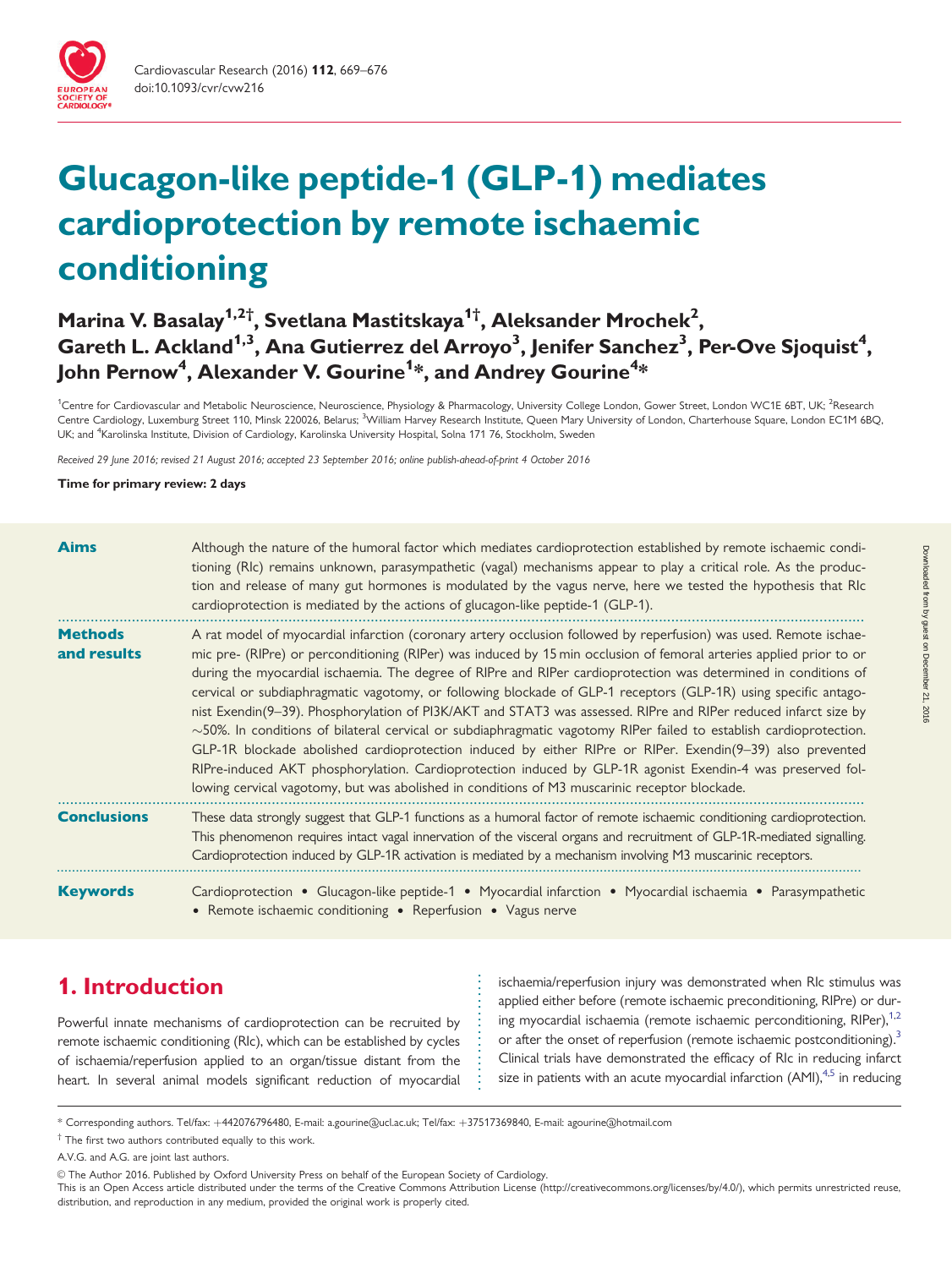# Glucagon-like peptide-1 (GLP-1) mediates cardioprotection by remote ischaemic conditioning

**Marina V. Basalay[1,2†], Svetlana Mastitskaya[1†], Aleksander Mrochek[2], Gareth L. Ackland[1,3], Ana Gutierrez del Arroyo[3], Jenifer Sanchez[3], Per-Ove Sjoquist[4], John Pernow[4], Alexander V. Gourine[1*], and Andrey Gourine[4*]**

[1]Centre for Cardiovascular and Metabolic Neuroscience, Neuroscience, Physiology & Pharmacology, University College London, Gower Street, London WC1E 6BT, UK; [2]Research Centre Cardiology, Luxemburg Street 110, Minsk 220026, Belarus; [3]William Harvey Research Institute, Queen Mary University of London, Charterhouse Square, London EC1M 6BQ, UK; and [4]Karolinska Institute, Division of Cardiology, Karolinska University Hospital, Solna 171 76, Stockholm, Sweden

*Received 29 June 2016; revised 21 August 2016; accepted 23 September 2016; online publish-ahead-of-print 4 October 2016*

**Time for primary review: 2 days**

**Aims**

Although the nature of the humoral factor which mediates cardioprotection established by remote ischaemic conditioning (RIc) remains unknown, parasympathetic (vagal) mechanisms appear to play a critical role. As the production and release of many gut hormones is modulated by the vagus nerve, here we tested the hypothesis that RIc cardioprotection is mediated by the actions of glucagon-like peptide-1 (GLP-1).

**Methods and results**

A rat model of myocardial infarction (coronary artery occlusion followed by reperfusion) was used. Remote ischaemic pre- (RIPre) or perconditioning (RIPer) was induced by 15 min occlusion of femoral arteries applied prior to or during the myocardial ischaemia. The degree of RIPre and RIPer cardioprotection was determined in conditions of cervical or subdiaphragmatic vagotomy, or following blockade of GLP-1 receptors (GLP-1R) using specific antagonist Exendin(9–39). Phosphorylation of PI3K/AKT and STAT3 was assessed. RIPre and RIPer reduced infarct size by ~50%. In conditions of bilateral cervical or subdiaphragmatic vagotomy RIPer failed to establish cardioprotection. GLP-1R blockade abolished cardioprotection induced by either RIPre or RIPer. Exendin(9–39) also prevented RIPre-induced AKT phosphorylation. Cardioprotection induced by GLP-1R agonist Exendin-4 was preserved following cervical vagotomy, but was abolished in conditions of M3 muscarinic receptor blockade.

**Conclusions**

These data strongly suggest that GLP-1 functions as a humoral factor of remote ischaemic conditioning cardioprotection. This phenomenon requires intact vagal innervation of the visceral organs and recruitment of GLP-1R-mediated signalling. Cardioprotection induced by GLP-1R activation is mediated by a mechanism involving M3 muscarinic receptors.

**Keywords**

Cardioprotection • Glucagon-like peptide-1 • Myocardial infarction • Myocardial ischaemia • Parasympathetic • Remote ischaemic conditioning • Reperfusion • Vagus nerve

## 1. Introduction

Powerful innate mechanisms of cardioprotection can be recruited by remote ischaemic conditioning (RIc), which can be established by cycles of ischaemia/reperfusion applied to an organ/tissue distant from the heart. In several animal models significant reduction of myocardial ischaemia/reperfusion injury was demonstrated when RIc stimulus was applied either before (remote ischaemic preconditioning, RIPre) or during myocardial ischaemia (remote ischaemic perconditioning, RIPer),[1,2] or after the onset of reperfusion (remote ischaemic postconditioning).[3] Clinical trials have demonstrated the efficacy of RIc in reducing infarct size in patients with an acute myocardial infarction (AMI),[4,5] in reducing

* Corresponding authors. Tel/fax: +442076796480, E-mail: a.gourine@ucl.ac.uk; Tel/fax: +37517369840, E-mail: agourine@hotmail.com

† The first two authors contributed equally to this work.

A.V.G. and A.G. are joint last authors.

© The Author 2016. Published by Oxford University Press on behalf of the European Society of Cardiology.
This is an Open Access article distributed under the terms of the Creative Commons Attribution License (http://creativecommons.org/licenses/by/4.0/), which permits unrestricted reuse, distribution, and reproduction in any medium, provided the original work is properly cited.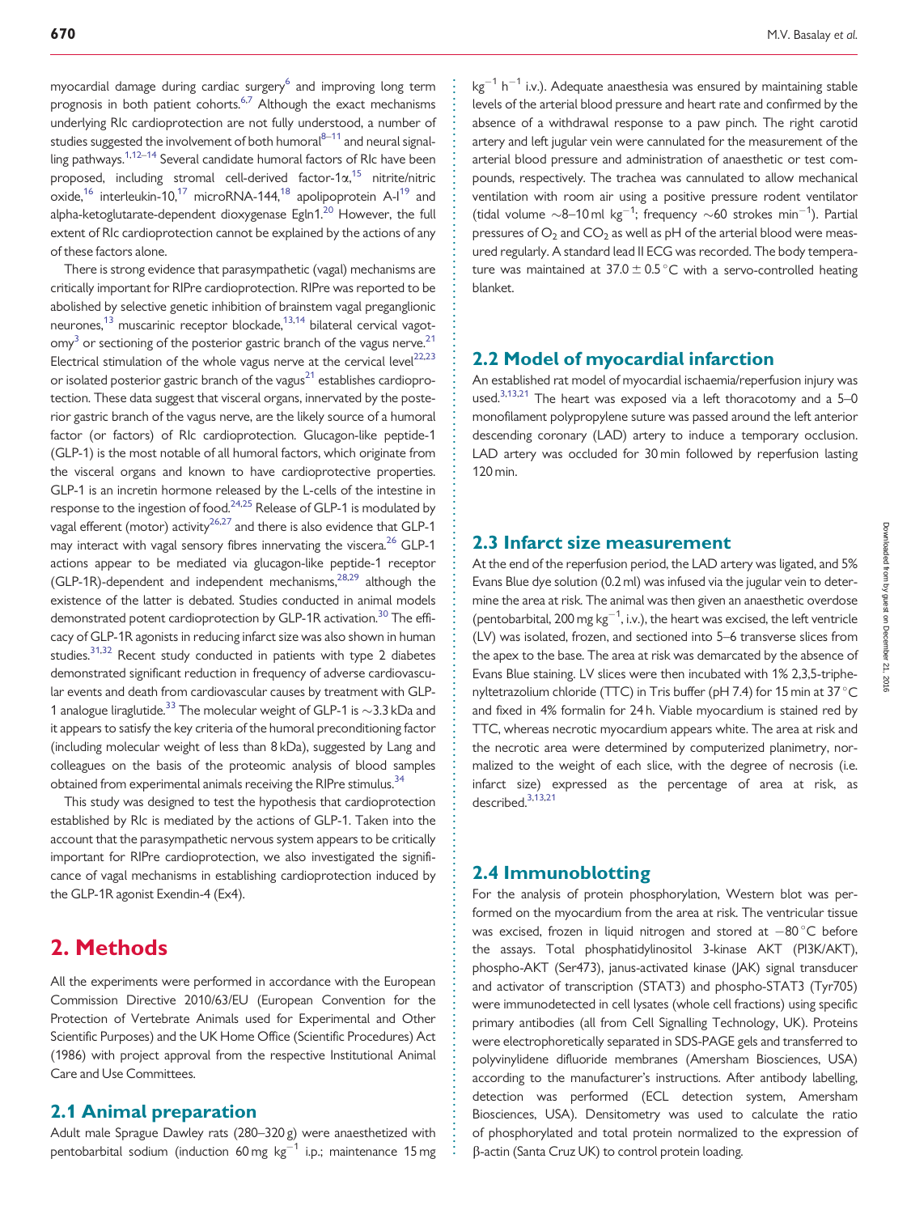myocardial damage during cardiac surgery[6] and improving long term prognosis in both patient cohorts.[6,7] Although the exact mechanisms underlying RIc cardioprotection are not fully understood, a number of studies suggested the involvement of both humoral[8–11] and neural signalling pathways.[1,12–14] Several candidate humoral factors of RIc have been proposed, including stromal cell-derived factor-1α,[15] nitrite/nitric oxide,[16] interleukin-10,[17] microRNA-144,[18] apolipoprotein A-I[19] and alpha-ketoglutarate-dependent dioxygenase Egln1.[20] However, the full extent of RIc cardioprotection cannot be explained by the actions of any of these factors alone.

There is strong evidence that parasympathetic (vagal) mechanisms are critically important for RIPre cardioprotection. RIPre was reported to be abolished by selective genetic inhibition of brainstem vagal preganglionic neurones,[13] muscarinic receptor blockade,[13,14] bilateral cervical vagotomy[3] or sectioning of the posterior gastric branch of the vagus nerve.[21] Electrical stimulation of the whole vagus nerve at the cervical level[22,23] or isolated posterior gastric branch of the vagus[21] establishes cardioprotection. These data suggest that visceral organs, innervated by the posterior gastric branch of the vagus nerve, are the likely source of a humoral factor (or factors) of RIc cardioprotection. Glucagon-like peptide-1 (GLP-1) is the most notable of all humoral factors, which originate from the visceral organs and known to have cardioprotective properties. GLP-1 is an incretin hormone released by the L-cells of the intestine in response to the ingestion of food.[24,25] Release of GLP-1 is modulated by vagal efferent (motor) activity[26,27] and there is also evidence that GLP-1 may interact with vagal sensory fibres innervating the viscera.[26] GLP-1 actions appear to be mediated via glucagon-like peptide-1 receptor (GLP-1R)-dependent and independent mechanisms,[28,29] although the existence of the latter is debated. Studies conducted in animal models demonstrated potent cardioprotection by GLP-1R activation.[30] The efficacy of GLP-1R agonists in reducing infarct size was also shown in human studies.[31,32] Recent study conducted in patients with type 2 diabetes demonstrated significant reduction in frequency of adverse cardiovascular events and death from cardiovascular causes by treatment with GLP-1 analogue liraglutide.[33] The molecular weight of GLP-1 is ~3.3 kDa and it appears to satisfy the key criteria of the humoral preconditioning factor (including molecular weight of less than 8 kDa), suggested by Lang and colleagues on the basis of the proteomic analysis of blood samples obtained from experimental animals receiving the RIPre stimulus.[34]

This study was designed to test the hypothesis that cardioprotection established by RIc is mediated by the actions of GLP-1. Taken into the account that the parasympathetic nervous system appears to be critically important for RIPre cardioprotection, we also investigated the significance of vagal mechanisms in establishing cardioprotection induced by the GLP-1R agonist Exendin-4 (Ex4).

# 2. Methods

All the experiments were performed in accordance with the European Commission Directive 2010/63/EU (European Convention for the Protection of Vertebrate Animals used for Experimental and Other Scientific Purposes) and the UK Home Office (Scientific Procedures) Act (1986) with project approval from the respective Institutional Animal Care and Use Committees.

## 2.1 Animal preparation

Adult male Sprague Dawley rats (280–320 g) were anaesthetized with pentobarbital sodium (induction 60 mg $kg^{-1}$ i.p.; maintenance 15 mg $kg^{-1}$ $h^{-1}$ i.v.). Adequate anaesthesia was ensured by maintaining stable levels of the arterial blood pressure and heart rate and confirmed by the absence of a withdrawal response to a paw pinch. The right carotid artery and left jugular vein were cannulated for the measurement of the arterial blood pressure and administration of anaesthetic or test compounds, respectively. The trachea was cannulated to allow mechanical ventilation with room air using a positive pressure rodent ventilator (tidal volume ~8–10 ml $kg^{-1}$; frequency ~60 strokes $min^{-1}$). Partial pressures of $O_2$ and $CO_2$ as well as pH of the arterial blood were measured regularly. A standard lead II ECG was recorded. The body temperature was maintained at 37.0 ± 0.5 °C with a servo-controlled heating blanket.

## 2.2 Model of myocardial infarction

An established rat model of myocardial ischaemia/reperfusion injury was used.[3,13,21] The heart was exposed via a left thoracotomy and a 5–0 monofilament polypropylene suture was passed around the left anterior descending coronary (LAD) artery to induce a temporary occlusion. LAD artery was occluded for 30 min followed by reperfusion lasting 120 min.

## 2.3 Infarct size measurement

At the end of the reperfusion period, the LAD artery was ligated, and 5% Evans Blue dye solution (0.2 ml) was infused via the jugular vein to determine the area at risk. The animal was then given an anaesthetic overdose (pentobarbital, 200 mg $kg^{-1}$, i.v.), the heart was excised, the left ventricle (LV) was isolated, frozen, and sectioned into 5–6 transverse slices from the apex to the base. The area at risk was demarcated by the absence of Evans Blue staining. LV slices were then incubated with 1% 2,3,5-triphenyltetrazolium chloride (TTC) in Tris buffer (pH 7.4) for 15 min at 37 °C and fixed in 4% formalin for 24 h. Viable myocardium is stained red by TTC, whereas necrotic myocardium appears white. The area at risk and the necrotic area were determined by computerized planimetry, normalized to the weight of each slice, with the degree of necrosis (i.e. infarct size) expressed as the percentage of area at risk, as described.[3,13,21]

## 2.4 Immunoblotting

For the analysis of protein phosphorylation, Western blot was performed on the myocardium from the area at risk. The ventricular tissue was excised, frozen in liquid nitrogen and stored at −80 °C before the assays. Total phosphatidylinositol 3-kinase AKT (PI3K/AKT), phospho-AKT (Ser473), janus-activated kinase (JAK) signal transducer and activator of transcription (STAT3) and phospho-STAT3 (Tyr705) were immunodetected in cell lysates (whole cell fractions) using specific primary antibodies (all from Cell Signalling Technology, UK). Proteins were electrophoretically separated in SDS-PAGE gels and transferred to polyvinylidene difluoride membranes (Amersham Biosciences, USA) according to the manufacturer's instructions. After antibody labelling, detection was performed (ECL detection system, Amersham Biosciences, USA). Densitometry was used to calculate the ratio of phosphorylated and total protein normalized to the expression of β-actin (Santa Cruz UK) to control protein loading.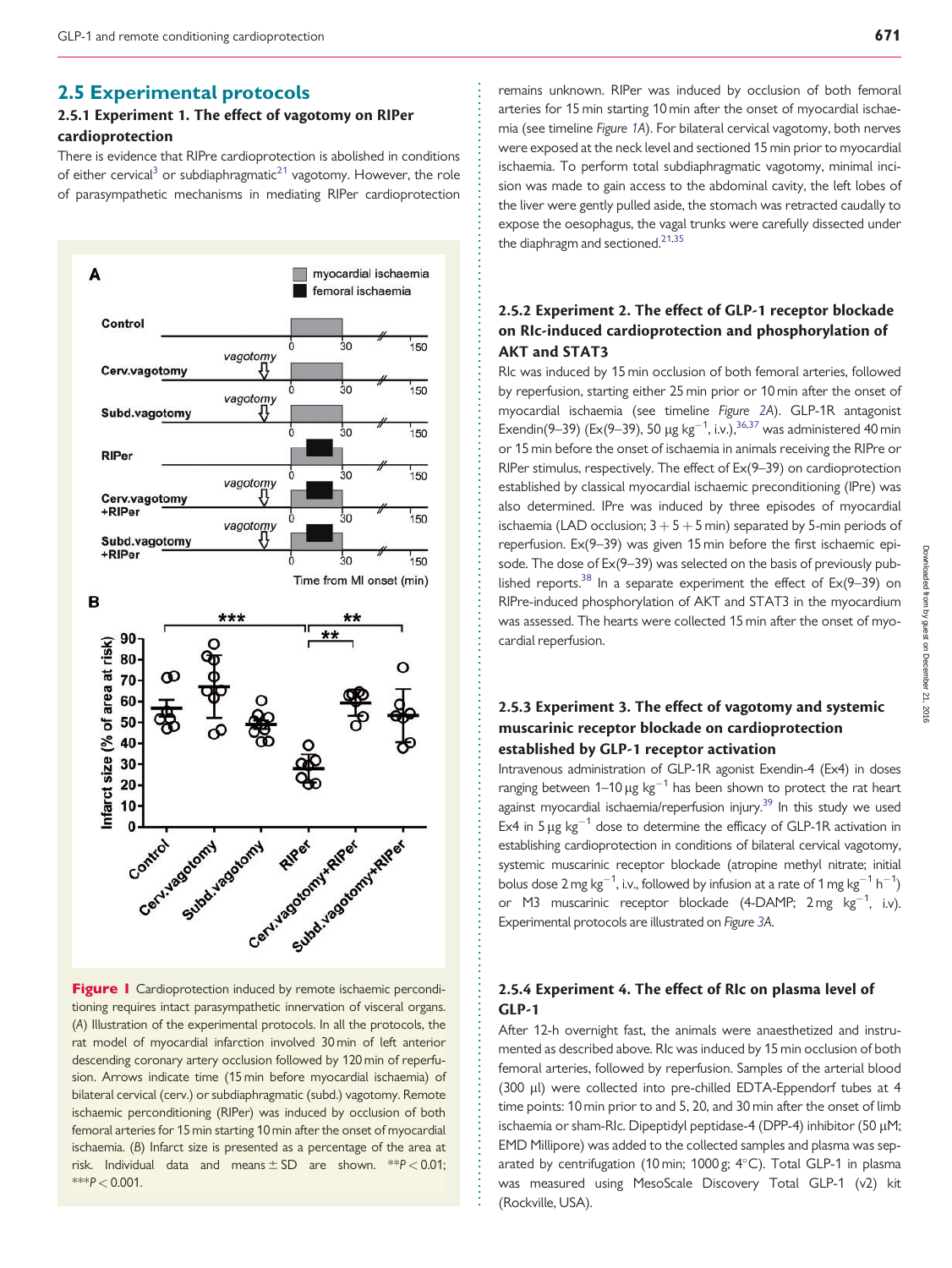## 2.5 Experimental protocols

### 2.5.1 Experiment 1. The effect of vagotomy on RIPer cardioprotection

There is evidence that RIPre cardioprotection is abolished in conditions of either cervical[3] or subdiaphragmatic[21] vagotomy. However, the role of parasympathetic mechanisms in mediating RIPer cardioprotection remains unknown. RIPer was induced by occlusion of both femoral arteries for 15 min starting 10 min after the onset of myocardial ischaemia (see timeline *Figure 1A*). For bilateral cervical vagotomy, both nerves were exposed at the neck level and sectioned 15 min prior to myocardial ischaemia. To perform total subdiaphragmatic vagotomy, minimal incision was made to gain access to the abdominal cavity, the left lobes of the liver were gently pulled aside, the stomach was retracted caudally to expose the oesophagus, the vagal trunks were carefully dissected under the diaphragm and sectioned.[21,35]

**Figure 1** Cardioprotection induced by remote ischaemic perconditioning requires intact parasympathetic innervation of visceral organs. (*A*) Illustration of the experimental protocols. In all the protocols, the rat model of myocardial infarction involved 30 min of left anterior descending coronary artery occlusion followed by 120 min of reperfusion. Arrows indicate time (15 min before myocardial ischaemia) of bilateral cervical (cerv.) or subdiaphragmatic (subd.) vagotomy. Remote ischaemic perconditioning (RIPer) was induced by occlusion of both femoral arteries for 15 min starting 10 min after the onset of myocardial ischaemia. (*B*) Infarct size is presented as a percentage of the area at risk. Individual data and means ± SD are shown. $^{**}P < 0.01$; $^{***}P < 0.001$.

### 2.5.2 Experiment 2. The effect of GLP-1 receptor blockade on RIc-induced cardioprotection and phosphorylation of AKT and STAT3

RIc was induced by 15 min occlusion of both femoral arteries, followed by reperfusion, starting either 25 min prior or 10 min after the onset of myocardial ischaemia (see timeline *Figure 2A*). GLP-1R antagonist Exendin(9–39) (Ex(9–39), 50 μg kg$^{-1}$, i.v.),[36,37] was administered 40 min or 15 min before the onset of ischaemia in animals receiving the RIPre or RIPer stimulus, respectively. The effect of Ex(9–39) on cardioprotection established by classical myocardial ischaemic preconditioning (IPre) was also determined. IPre was induced by three episodes of myocardial ischaemia (LAD occlusion; 3 + 5 + 5 min) separated by 5-min periods of reperfusion. Ex(9–39) was given 15 min before the first ischaemic episode. The dose of Ex(9–39) was selected on the basis of previously published reports.[38] In a separate experiment the effect of Ex(9–39) on RIPre-induced phosphorylation of AKT and STAT3 in the myocardium was assessed. The hearts were collected 15 min after the onset of myocardial reperfusion.

### 2.5.3 Experiment 3. The effect of vagotomy and systemic muscarinic receptor blockade on cardioprotection established by GLP-1 receptor activation

Intravenous administration of GLP-1R agonist Exendin-4 (Ex4) in doses ranging between 1–10 μg kg$^{-1}$ has been shown to protect the rat heart against myocardial ischaemia/reperfusion injury.[39] In this study we used Ex4 in 5 μg kg$^{-1}$ dose to determine the efficacy of GLP-1R activation in establishing cardioprotection in conditions of bilateral cervical vagotomy, systemic muscarinic receptor blockade (atropine methyl nitrate; initial bolus dose 2 mg kg$^{-1}$, i.v., followed by infusion at a rate of 1 mg kg$^{-1}$ h$^{-1}$) or M3 muscarinic receptor blockade (4-DAMP; 2 mg kg$^{-1}$, i.v). Experimental protocols are illustrated on *Figure 3A*.

### 2.5.4 Experiment 4. The effect of RIc on plasma level of GLP-1

After 12-h overnight fast, the animals were anaesthetized and instrumented as described above. RIc was induced by 15 min occlusion of both femoral arteries, followed by reperfusion. Samples of the arterial blood (300 μl) were collected into pre-chilled EDTA-Eppendorf tubes at 4 time points: 10 min prior to and 5, 20, and 30 min after the onset of limb ischaemia or sham-RIc. Dipeptidyl peptidase-4 (DPP-4) inhibitor (50 μM; EMD Millipore) was added to the collected samples and plasma was separated by centrifugation (10 min; 1000 g; 4°C). Total GLP-1 in plasma was measured using MesoScale Discovery Total GLP-1 (v2) kit (Rockville, USA).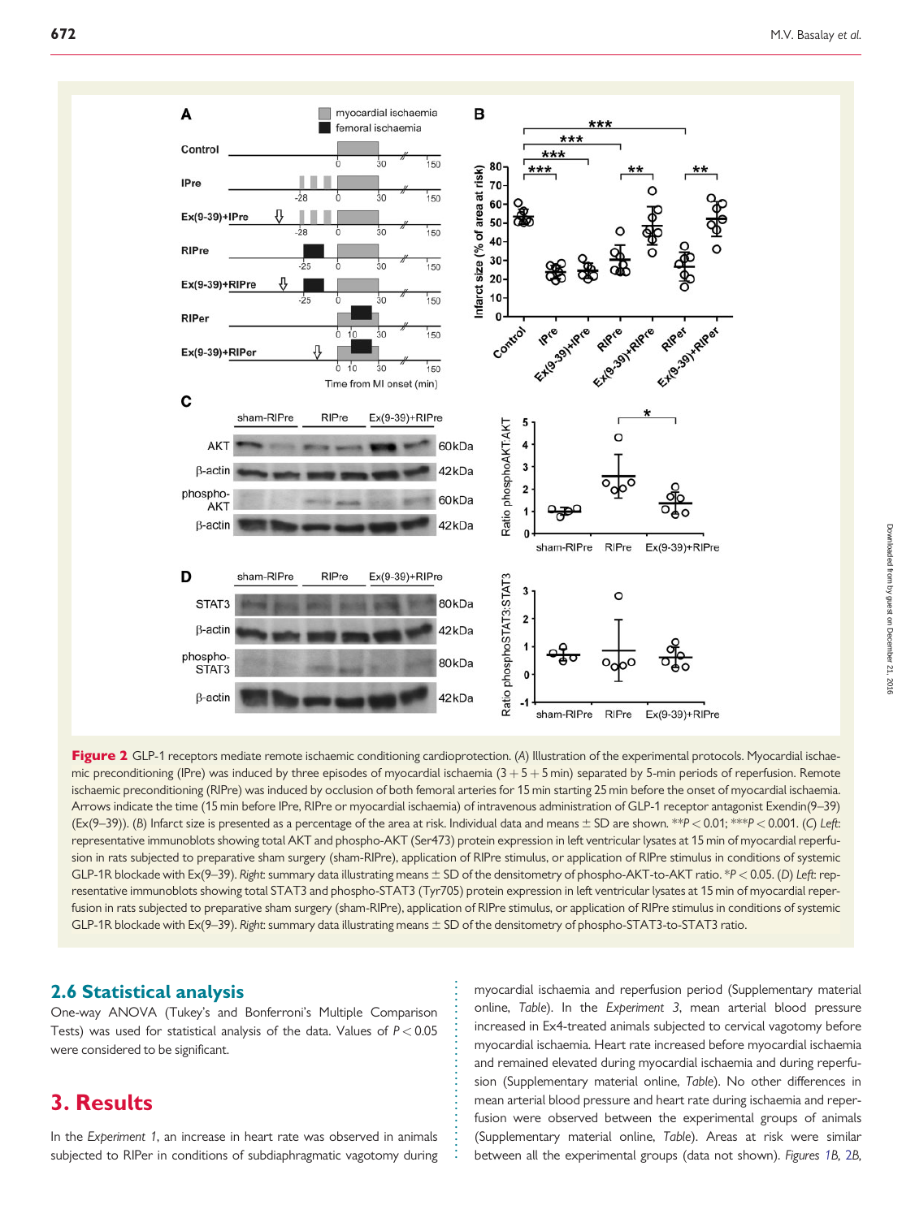**Figure 2** GLP-1 receptors mediate remote ischaemic conditioning cardioprotection. (*A*) Illustration of the experimental protocols. Myocardial ischaemic preconditioning (IPre) was induced by three episodes of myocardial ischaemia (3 + 5 + 5 min) separated by 5-min periods of reperfusion. Remote ischaemic preconditioning (RIPre) was induced by occlusion of both femoral arteries for 15 min starting 25 min before the onset of myocardial ischaemia. Arrows indicate the time (15 min before IPre, RIPre or myocardial ischaemia) of intravenous administration of GLP-1 receptor antagonist Exendin(9–39) (Ex(9–39)). (*B*) Infarct size is presented as a percentage of the area at risk. Individual data and means ± SD are shown. $^{**}P < 0.01$; $^{***}P < 0.001$. (*C*) *Left*: representative immunoblots showing total AKT and phospho-AKT (Ser473) protein expression in left ventricular lysates at 15 min of myocardial reperfusion in rats subjected to preparative sham surgery (sham-RIPre), application of RIPre stimulus, or application of RIPre stimulus in conditions of systemic GLP-1R blockade with Ex(9–39). *Right*: summary data illustrating means ± SD of the densitometry of phospho-AKT-to-AKT ratio. $^{*}P < 0.05$. (*D*) *Left*: representative immunoblots showing total STAT3 and phospho-STAT3 (Tyr705) protein expression in left ventricular lysates at 15 min of myocardial reperfusion in rats subjected to preparative sham surgery (sham-RIPre), application of RIPre stimulus, or application of RIPre stimulus in conditions of systemic GLP-1R blockade with Ex(9–39). *Right*: summary data illustrating means ± SD of the densitometry of phospho-STAT3-to-STAT3 ratio.

## 2.6 Statistical analysis

One-way ANOVA (Tukey's and Bonferroni's Multiple Comparison Tests) was used for statistical analysis of the data. Values of $P < 0.05$ were considered to be significant.

# 3. Results

In the *Experiment 1*, an increase in heart rate was observed in animals subjected to RIPer in conditions of subdiaphragmatic vagotomy during myocardial ischaemia and reperfusion period (Supplementary material online, *Table*). In the *Experiment 3*, mean arterial blood pressure increased in Ex4-treated animals subjected to cervical vagotomy before myocardial ischaemia. Heart rate increased before myocardial ischaemia and remained elevated during myocardial ischaemia and during reperfusion (Supplementary material online, *Table*). No other differences in mean arterial blood pressure and heart rate during ischaemia and reperfusion were observed between the experimental groups of animals (Supplementary material online, *Table*). Areas at risk were similar between all the experimental groups (data not shown). *Figures 1B*, *2B*,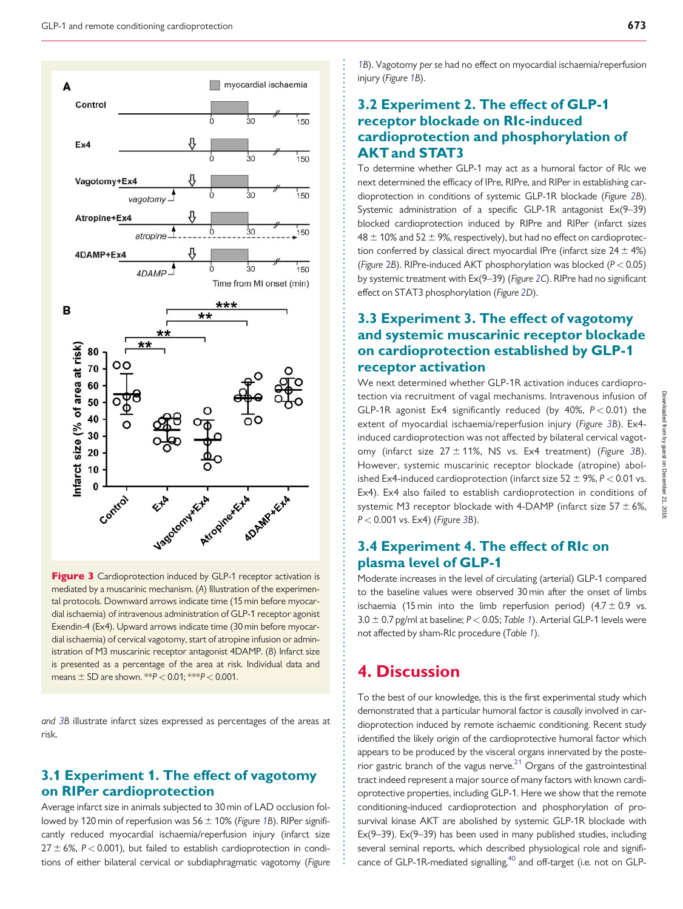**Figure 3** Cardioprotection induced by GLP-1 receptor activation is mediated by a muscarinic mechanism. (*A*) Illustration of the experimental protocols. Downward arrows indicate time (15 min before myocardial ischaemia) of intravenous administration of GLP-1 receptor agonist Exendin-4 (Ex4). Upward arrows indicate time (30 min before myocardial ischaemia) of cervical vagotomy, start of atropine infusion or administration of M3 muscarinic receptor antagonist 4DAMP. (*B*) Infarct size is presented as a percentage of the area at risk. Individual data and means ± SD are shown. **$P < 0.01$; ***$P < 0.001$.

and 3B illustrate infarct sizes expressed as percentages of the areas at risk.

### 3.1 Experiment 1. The effect of vagotomy on RIPer cardioprotection

Average infarct size in animals subjected to 30 min of LAD occlusion followed by 120 min of reperfusion was 56 ± 10% (*Figure 1B*). RIPer significantly reduced myocardial ischaemia/reperfusion injury (infarct size 27 ± 6%, $P < 0.001$), but failed to establish cardioprotection in conditions of either bilateral cervical or subdiaphragmatic vagotomy (*Figure 1B*). Vagotomy *per se* had no effect on myocardial ischaemia/reperfusion injury (*Figure 1B*).

### 3.2 Experiment 2. The effect of GLP-1 receptor blockade on RIc-induced cardioprotection and phosphorylation of AKT and STAT3

To determine whether GLP-1 may act as a humoral factor of RIc we next determined the efficacy of IPre, RIPre, and RIPer in establishing cardioprotection in conditions of systemic GLP-1R blockade (*Figure 2B*). Systemic administration of a specific GLP-1R antagonist Ex(9–39) blocked cardioprotection induced by RIPre and RIPer (infarct sizes 48 ± 10% and 52 ± 9%, respectively), but had no effect on cardioprotection conferred by classical direct myocardial IPre (infarct size 24 ± 4%) (*Figure 2B*). RIPre-induced AKT phosphorylation was blocked ($P < 0.05$) by systemic treatment with Ex(9–39) (*Figure 2C*). RIPre had no significant effect on STAT3 phosphorylation (*Figure 2D*).

### 3.3 Experiment 3. The effect of vagotomy and systemic muscarinic receptor blockade on cardioprotection established by GLP-1 receptor activation

We next determined whether GLP-1R activation induces cardioprotection via recruitment of vagal mechanisms. Intravenous infusion of GLP-1R agonist Ex4 significantly reduced (by 40%, $P < 0.01$) the extent of myocardial ischaemia/reperfusion injury (*Figure 3B*). Ex4-induced cardioprotection was not affected by bilateral cervical vagotomy (infarct size 27 ± 11%, NS vs. Ex4 treatment) (*Figure 3B*). However, systemic muscarinic receptor blockade (atropine) abolished Ex4-induced cardioprotection (infarct size 52 ± 9%, $P < 0.01$ vs. Ex4). Ex4 also failed to establish cardioprotection in conditions of systemic M3 receptor blockade with 4-DAMP (infarct size 57 ± 6%, $P < 0.001$ vs. Ex4) (*Figure 3B*).

### 3.4 Experiment 4. The effect of RIc on plasma level of GLP-1

Moderate increases in the level of circulating (arterial) GLP-1 compared to the baseline values were observed 30 min after the onset of limbs ischaemia (15 min into the limb reperfusion period) (4.7 ± 0.9 vs. 3.0 ± 0.7 pg/ml at baseline; $P < 0.05$; *Table 1*). Arterial GLP-1 levels were not affected by sham-RIc procedure (*Table 1*).

## 4. Discussion

To the best of our knowledge, this is the first experimental study which demonstrated that a particular humoral factor is *causally* involved in cardioprotection induced by remote ischaemic conditioning. Recent study identified the likely origin of the cardioprotective humoral factor which appears to be produced by the visceral organs innervated by the posterior gastric branch of the vagus nerve.[21] Organs of the gastrointestinal tract indeed represent a major source of many factors with known cardioprotective properties, including GLP-1. Here we show that the remote conditioning-induced cardioprotection and phosphorylation of pro-survival kinase AKT are abolished by systemic GLP-1R blockade with Ex(9–39). Ex(9–39) has been used in many published studies, including several seminal reports, which described physiological role and significance of GLP-1R-mediated signalling,[40] and off-target (i.e. not on GLP-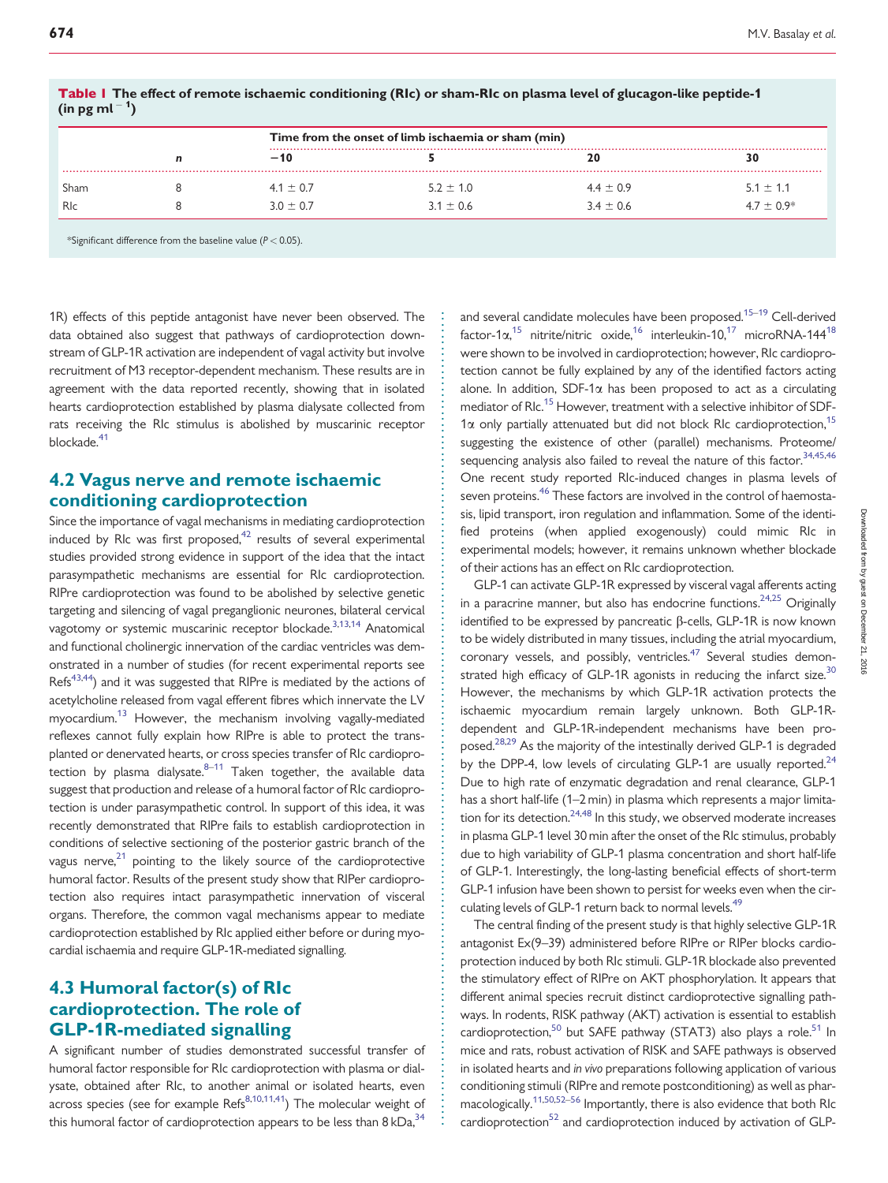**Table 1 The effect of remote ischaemic conditioning (RIc) or sham-RIc on plasma level of glucagon-like peptide-1 (in pg $ml^{-1}$)**

| | n | Time from the onset of limb ischaemia or sham (min) | | | |
|---|---|---|---|---|---|
| | | −10 | 5 | 20 | 30 |
| Sham | 8 | 4.1 ± 0.7 | 5.2 ± 1.0 | 4.4 ± 0.9 | 5.1 ± 1.1 |
| RIc | 8 | 3.0 ± 0.7 | 3.1 ± 0.6 | 3.4 ± 0.6 | 4.7 ± 0.9* |

*Significant difference from the baseline value ($P < 0.05$).

1R) effects of this peptide antagonist have never been observed. The data obtained also suggest that pathways of cardioprotection downstream of GLP-1R activation are independent of vagal activity but involve recruitment of M3 receptor-dependent mechanism. These results are in agreement with the data reported recently, showing that in isolated hearts cardioprotection established by plasma dialysate collected from rats receiving the RIc stimulus is abolished by muscarinic receptor blockade.[41]

## 4.2 Vagus nerve and remote ischaemic conditioning cardioprotection

Since the importance of vagal mechanisms in mediating cardioprotection induced by RIc was first proposed,[42] results of several experimental studies provided strong evidence in support of the idea that the intact parasympathetic mechanisms are essential for RIc cardioprotection. RIPre cardioprotection was found to be abolished by selective genetic targeting and silencing of vagal preganglionic neurones, bilateral cervical vagotomy or systemic muscarinic receptor blockade.[3,13,14] Anatomical and functional cholinergic innervation of the cardiac ventricles was demonstrated in a number of studies (for recent experimental reports see Refs[43,44]) and it was suggested that RIPre is mediated by the actions of acetylcholine released from vagal efferent fibres which innervate the LV myocardium.[13] However, the mechanism involving vagally-mediated reflexes cannot fully explain how RIPre is able to protect the transplanted or denervated hearts, or cross species transfer of RIc cardioprotection by plasma dialysate.[8–11] Taken together, the available data suggest that production and release of a humoral factor of RIc cardioprotection is under parasympathetic control. In support of this idea, it was recently demonstrated that RIPre fails to establish cardioprotection in conditions of selective sectioning of the posterior gastric branch of the vagus nerve,[21] pointing to the likely source of the cardioprotective humoral factor. Results of the present study show that RIPer cardioprotection also requires intact parasympathetic innervation of visceral organs. Therefore, the common vagal mechanisms appear to mediate cardioprotection established by RIc applied either before or during myocardial ischaemia and require GLP-1R-mediated signalling.

## 4.3 Humoral factor(s) of RIc cardioprotection. The role of GLP-1R-mediated signalling

A significant number of studies demonstrated successful transfer of humoral factor responsible for RIc cardioprotection with plasma or dialysate, obtained after RIc, to another animal or isolated hearts, even across species (see for example Refs[8,10,11,41]) The molecular weight of this humoral factor of cardioprotection appears to be less than 8 kDa,[34] and several candidate molecules have been proposed.[15–19] Cell-derived factor-1α,[15] nitrite/nitric oxide,[16] interleukin-10,[17] microRNA-144[18] were shown to be involved in cardioprotection; however, RIc cardioprotection cannot be fully explained by any of the identified factors acting alone. In addition, SDF-1α has been proposed to act as a circulating mediator of RIc.[15] However, treatment with a selective inhibitor of SDF-1α only partially attenuated but did not block RIc cardioprotection,[15] suggesting the existence of other (parallel) mechanisms. Proteome/sequencing analysis also failed to reveal the nature of this factor.[34,45,46] One recent study reported RIc-induced changes in plasma levels of seven proteins.[46] These factors are involved in the control of haemostasis, lipid transport, iron regulation and inflammation. Some of the identified proteins (when applied exogenously) could mimic RIc in experimental models; however, it remains unknown whether blockade of their actions has an effect on RIc cardioprotection.

GLP-1 can activate GLP-1R expressed by visceral vagal afferents acting in a paracrine manner, but also has endocrine functions.[24,25] Originally identified to be expressed by pancreatic β-cells, GLP-1R is now known to be widely distributed in many tissues, including the atrial myocardium, coronary vessels, and possibly, ventricles.[47] Several studies demonstrated high efficacy of GLP-1R agonists in reducing the infarct size.[30] However, the mechanisms by which GLP-1R activation protects the ischaemic myocardium remain largely unknown. Both GLP-1R-dependent and GLP-1R-independent mechanisms have been proposed.[28,29] As the majority of the intestinally derived GLP-1 is degraded by the DPP-4, low levels of circulating GLP-1 are usually reported.[24] Due to high rate of enzymatic degradation and renal clearance, GLP-1 has a short half-life (1–2 min) in plasma which represents a major limitation for its detection.[24,48] In this study, we observed moderate increases in plasma GLP-1 level 30 min after the onset of the RIc stimulus, probably due to high variability of GLP-1 plasma concentration and short half-life of GLP-1. Interestingly, the long-lasting beneficial effects of short-term GLP-1 infusion have been shown to persist for weeks even when the circulating levels of GLP-1 return back to normal levels.[49]

The central finding of the present study is that highly selective GLP-1R antagonist Ex(9–39) administered before RIPre or RIPer blocks cardioprotection induced by both RIc stimuli. GLP-1R blockade also prevented the stimulatory effect of RIPre on AKT phosphorylation. It appears that different animal species recruit distinct cardioprotective signalling pathways. In rodents, RISK pathway (AKT) activation is essential to establish cardioprotection,[50] but SAFE pathway (STAT3) also plays a role.[51] In mice and rats, robust activation of RISK and SAFE pathways is observed in isolated hearts and *in vivo* preparations following application of various conditioning stimuli (RIPre and remote postconditioning) as well as pharmacologically.[11,50,52–56] Importantly, there is also evidence that both RIc cardioprotection[52] and cardioprotection induced by activation of GLP-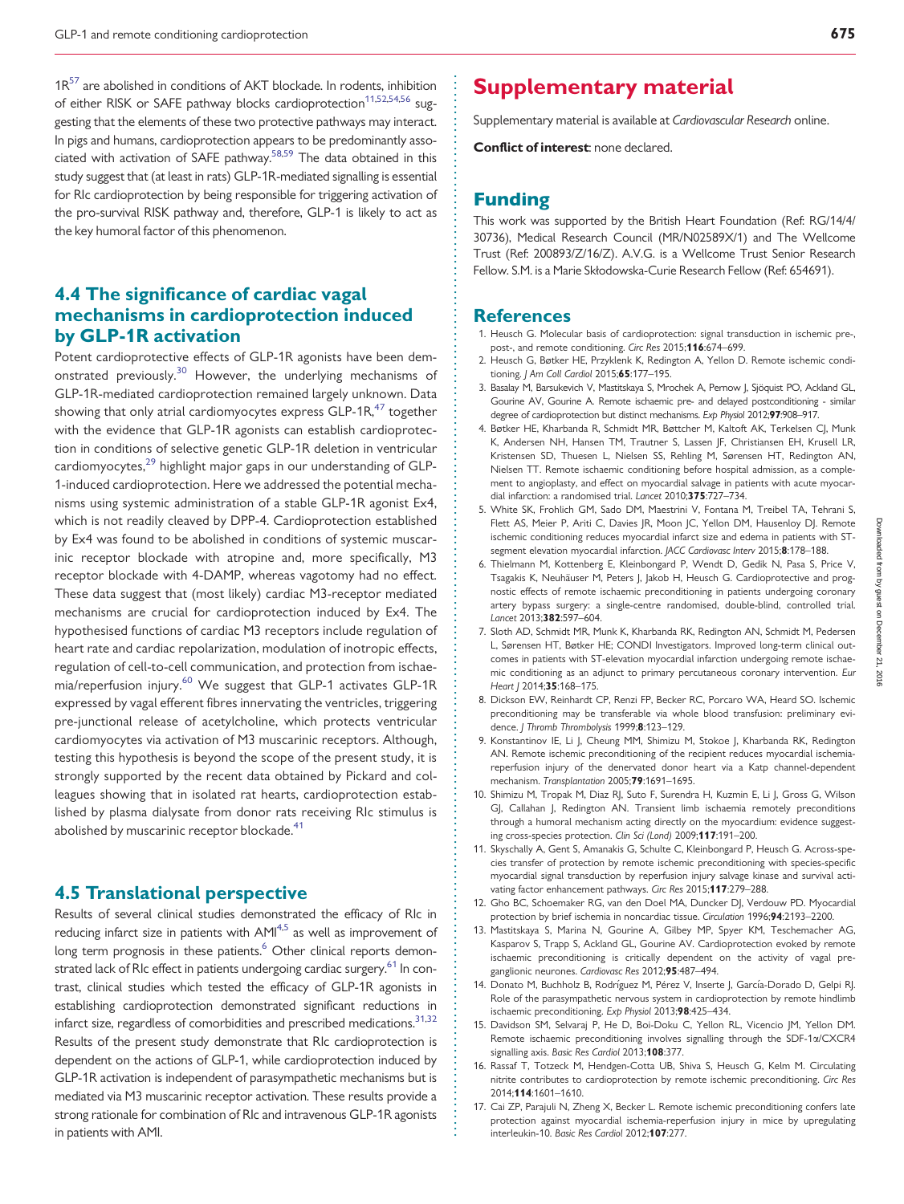1R[57] are abolished in conditions of AKT blockade. In rodents, inhibition of either RISK or SAFE pathway blocks cardioprotection[11,52,54,56] suggesting that the elements of these two protective pathways may interact. In pigs and humans, cardioprotection appears to be predominantly associated with activation of SAFE pathway.[58,59] The data obtained in this study suggest that (at least in rats) GLP-1R-mediated signalling is essential for RIc cardioprotection by being responsible for triggering activation of the pro-survival RISK pathway and, therefore, GLP-1 is likely to act as the key humoral factor of this phenomenon.

## 4.4 The significance of cardiac vagal mechanisms in cardioprotection induced by GLP-1R activation

Potent cardioprotective effects of GLP-1R agonists have been demonstrated previously.[30] However, the underlying mechanisms of GLP-1R-mediated cardioprotection remained largely unknown. Data showing that only atrial cardiomyocytes express GLP-1R,[47] together with the evidence that GLP-1R agonists can establish cardioprotection in conditions of selective genetic GLP-1R deletion in ventricular cardiomyocytes,[29] highlight major gaps in our understanding of GLP-1-induced cardioprotection. Here we addressed the potential mechanisms using systemic administration of a stable GLP-1R agonist Ex4, which is not readily cleaved by DPP-4. Cardioprotection established by Ex4 was found to be abolished in conditions of systemic muscarinic receptor blockade with atropine and, more specifically, M3 receptor blockade with 4-DAMP, whereas vagotomy had no effect. These data suggest that (most likely) cardiac M3-receptor mediated mechanisms are crucial for cardioprotection induced by Ex4. The hypothesised functions of cardiac M3 receptors include regulation of heart rate and cardiac repolarization, modulation of inotropic effects, regulation of cell-to-cell communication, and protection from ischaemia/reperfusion injury.[60] We suggest that GLP-1 activates GLP-1R expressed by vagal efferent fibres innervating the ventricles, triggering pre-junctional release of acetylcholine, which protects ventricular cardiomyocytes via activation of M3 muscarinic receptors. Although, testing this hypothesis is beyond the scope of the present study, it is strongly supported by the recent data obtained by Pickard and colleagues showing that in isolated rat hearts, cardioprotection established by plasma dialysate from donor rats receiving RIc stimulus is abolished by muscarinic receptor blockade.[41]

## 4.5 Translational perspective

Results of several clinical studies demonstrated the efficacy of RIc in reducing infarct size in patients with AMI[4,5] as well as improvement of long term prognosis in these patients.[6] Other clinical reports demonstrated lack of RIc effect in patients undergoing cardiac surgery.[61] In contrast, clinical studies which tested the efficacy of GLP-1R agonists in establishing cardioprotection demonstrated significant reductions in infarct size, regardless of comorbidities and prescribed medications.[31,32] Results of the present study demonstrate that RIc cardioprotection is dependent on the actions of GLP-1, while cardioprotection induced by GLP-1R activation is independent of parasympathetic mechanisms but is mediated via M3 muscarinic receptor activation. These results provide a strong rationale for combination of RIc and intravenous GLP-1R agonists in patients with AMI.

# Supplementary material

Supplementary material is available at *Cardiovascular Research* online.

**Conflict of interest**: none declared.

# Funding

This work was supported by the British Heart Foundation (Ref: RG/14/4/30736), Medical Research Council (MR/N02589X/1) and The Wellcome Trust (Ref: 200893/Z/16/Z). A.V.G. is a Wellcome Trust Senior Research Fellow. S.M. is a Marie Skłodowska-Curie Research Fellow (Ref: 654691).

# References

1. Heusch G. Molecular basis of cardioprotection: signal transduction in ischemic pre-, post-, and remote conditioning. *Circ Res* 2015;**116**:674–699.
2. Heusch G, Bøtker HE, Przyklenk K, Redington A, Yellon D. Remote ischemic conditioning. *J Am Coll Cardiol* 2015;**65**:177–195.
3. Basalay M, Barsukevich V, Mastitskaya S, Mrochek A, Pernow J, Sjöquist PO, Ackland GL, Gourine AV, Gourine A. Remote ischaemic pre- and delayed postconditioning - similar degree of cardioprotection but distinct mechanisms. *Exp Physiol* 2012;**97**:908–917.
4. Bøtker HE, Kharbanda R, Schmidt MR, Bøttcher M, Kaltoft AK, Terkelsen CJ, Munk K, Andersen NH, Hansen TM, Trautner S, Lassen JF, Christiansen EH, Krusell LR, Kristensen SD, Thuesen L, Nielsen SS, Rehling M, Sørensen HT, Redington AN, Nielsen TT. Remote ischaemic conditioning before hospital admission, as a complement to angioplasty, and effect on myocardial salvage in patients with acute myocardial infarction: a randomised trial. *Lancet* 2010;**375**:727–734.
5. White SK, Frohlich GM, Sado DM, Maestrini V, Fontana M, Treibel TA, Tehrani S, Flett AS, Meier P, Ariti C, Davies JR, Moon JC, Yellon DM, Hausenloy DJ. Remote ischemic conditioning reduces myocardial infarct size and edema in patients with ST-segment elevation myocardial infarction. *JACC Cardiovasc Interv* 2015;**8**:178–188.
6. Thielmann M, Kottenberg E, Kleinbongard P, Wendt D, Gedik N, Pasa S, Price V, Tsagakis K, Neuhäuser M, Peters J, Jakob H, Heusch G. Cardioprotective and prognostic effects of remote ischaemic preconditioning in patients undergoing coronary artery bypass surgery: a single-centre randomised, double-blind, controlled trial. *Lancet* 2013;**382**:597–604.
7. Sloth AD, Schmidt MR, Munk K, Kharbanda RK, Redington AN, Schmidt M, Pedersen L, Sørensen HT, Bøtker HE; CONDI Investigators. Improved long-term clinical outcomes in patients with ST-elevation myocardial infarction undergoing remote ischaemic conditioning as an adjunct to primary percutaneous coronary intervention. *Eur Heart J* 2014;**35**:168–175.
8. Dickson EW, Reinhardt CP, Renzi FP, Becker RC, Porcaro WA, Heard SO. Ischemic preconditioning may be transferable via whole blood transfusion: preliminary evidence. *J Thromb Thrombolysis* 1999;**8**:123–129.
9. Konstantinov IE, Li J, Cheung MM, Shimizu M, Stokoe J, Kharbanda RK, Redington AN. Remote ischemic preconditioning of the recipient reduces myocardial ischemia-reperfusion injury of the denervated donor heart via a Katp channel-dependent mechanism. *Transplantation* 2005;**79**:1691–1695.
10. Shimizu M, Tropak M, Diaz RJ, Suto F, Surendra H, Kuzmin E, Li J, Gross G, Wilson GJ, Callahan J, Redington AN. Transient limb ischaemia remotely preconditions through a humoral mechanism acting directly on the myocardium: evidence suggesting cross-species protection. *Clin Sci (Lond)* 2009;**117**:191–200.
11. Skyschally A, Gent S, Amanakis G, Schulte C, Kleinbongard P, Heusch G. Across-species transfer of protection by remote ischemic preconditioning with species-specific myocardial signal transduction by reperfusion injury salvage kinase and survival activating factor enhancement pathways. *Circ Res* 2015;**117**:279–288.
12. Gho BC, Schoemaker RG, van den Doel MA, Duncker DJ, Verdouw PD. Myocardial protection by brief ischemia in noncardiac tissue. *Circulation* 1996;**94**:2193–2200.
13. Mastitskaya S, Marina N, Gourine A, Gilbey MP, Spyer KM, Teschemacher AG, Kasparov S, Trapp S, Ackland GL, Gourine AV. Cardioprotection evoked by remote ischaemic preconditioning is critically dependent on the activity of vagal pre-ganglionic neurones. *Cardiovasc Res* 2012;**95**:487–494.
14. Donato M, Buchholz B, Rodríguez M, Pérez V, Inserte J, García-Dorado D, Gelpi RJ. Role of the parasympathetic nervous system in cardioprotection by remote hindlimb ischaemic preconditioning. *Exp Physiol* 2013;**98**:425–434.
15. Davidson SM, Selvaraj P, He D, Boi-Doku C, Yellon RL, Vicencio JM, Yellon DM. Remote ischaemic preconditioning involves signalling through the SDF-1α/CXCR4 signalling axis. *Basic Res Cardiol* 2013;**108**:377.
16. Rassaf T, Totzeck M, Hendgen-Cotta UB, Shiva S, Heusch G, Kelm M. Circulating nitrite contributes to cardioprotection by remote ischemic preconditioning. *Circ Res* 2014;**114**:1601–1610.
17. Cai ZP, Parajuli N, Zheng X, Becker L. Remote ischemic preconditioning confers late protection against myocardial ischemia-reperfusion injury in mice by upregulating interleukin-10. *Basic Res Cardiol* 2012;**107**:277.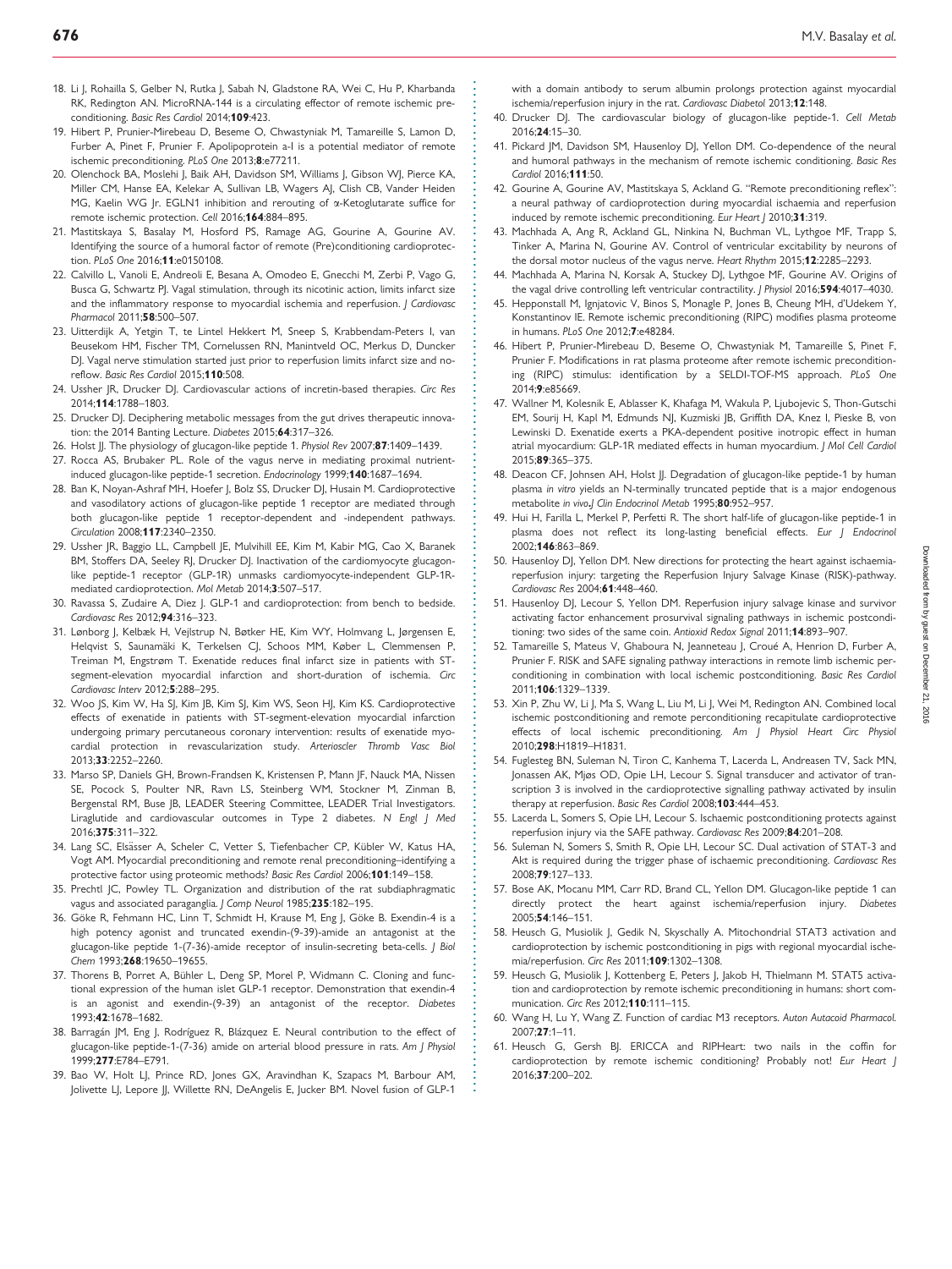18. Li J, Rohailla S, Gelber N, Rutka J, Sabah N, Gladstone RA, Wei C, Hu P, Kharbanda RK, Redington AN. MicroRNA-144 is a circulating effector of remote ischemic preconditioning. *Basic Res Cardiol* 2014;**109**:423.
19. Hibert P, Prunier-Mirebeau D, Beseme O, Chwastyniak M, Tamareille S, Lamon D, Furber A, Pinet F, Prunier F. Apolipoprotein a-I is a potential mediator of remote ischemic preconditioning. *PLoS One* 2013;**8**:e77211.
20. Olenchock BA, Moslehi J, Baik AH, Davidson SM, Williams J, Gibson WJ, Pierce KA, Miller CM, Hanse EA, Kelekar A, Sullivan LB, Wagers AJ, Clish CB, Vander Heiden MG, Kaelin WG Jr. EGLN1 inhibition and rerouting of α-Ketoglutarate suffice for remote ischemic protection. *Cell* 2016;**164**:884–895.
21. Mastitskaya S, Basalay M, Hosford PS, Ramage AG, Gourine A, Gourine AV. Identifying the source of a humoral factor of remote (Pre)conditioning cardioprotection. *PLoS One* 2016;**11**:e0150108.
22. Calvillo L, Vanoli E, Andreoli E, Besana A, Omodeo E, Gnecchi M, Zerbi P, Vago G, Busca G, Schwartz PJ. Vagal stimulation, through its nicotinic action, limits infarct size and the inflammatory response to myocardial ischemia and reperfusion. *J Cardiovasc Pharmacol* 2011;**58**:500–507.
23. Uitterdijk A, Yetgin T, te Lintel Hekkert M, Sneep S, Krabbendam-Peters I, van Beusekom HM, Fischer TM, Cornelussen RN, Manintveld OC, Merkus D, Duncker DJ. Vagal nerve stimulation started just prior to reperfusion limits infarct size and no-reflow. *Basic Res Cardiol* 2015;**110**:508.
24. Ussher JR, Drucker DJ. Cardiovascular actions of incretin-based therapies. *Circ Res* 2014;**114**:1788–1803.
25. Drucker DJ. Deciphering metabolic messages from the gut drives therapeutic innovation: the 2014 Banting Lecture. *Diabetes* 2015;**64**:317–326.
26. Holst JJ. The physiology of glucagon-like peptide 1. *Physiol Rev* 2007;**87**:1409–1439.
27. Rocca AS, Brubaker PL. Role of the vagus nerve in mediating proximal nutrient-induced glucagon-like peptide-1 secretion. *Endocrinology* 1999;**140**:1687–1694.
28. Ban K, Noyan-Ashraf MH, Hoefer J, Bolz SS, Drucker DJ, Husain M. Cardioprotective and vasodilatory actions of glucagon-like peptide 1 receptor are mediated through both glucagon-like peptide 1 receptor-dependent and -independent pathways. *Circulation* 2008;**117**:2340–2350.
29. Ussher JR, Baggio LL, Campbell JE, Mulvihill EE, Kim M, Kabir MG, Cao X, Baranek BM, Stoffers DA, Seeley RJ, Drucker DJ. Inactivation of the cardiomyocyte glucagon-like peptide-1 receptor (GLP-1R) unmasks cardiomyocyte-independent GLP-1R-mediated cardioprotection. *Mol Metab* 2014;**3**:507–517.
30. Ravassa S, Zudaire A, Diez J. GLP-1 and cardioprotection: from bench to bedside. *Cardiovasc Res* 2012;**94**:316–323.
31. Lønborg J, Kelbæk H, Vejlstrup N, Bøtker HE, Kim WY, Holmvang L, Jørgensen E, Helqvist S, Saunamäki K, Terkelsen CJ, Schoos MM, Køber L, Clemmensen P, Treiman M, Engstrøm T. Exenatide reduces final infarct size in patients with ST-segment-elevation myocardial infarction and short-duration of ischemia. *Circ Cardiovasc Interv* 2012;**5**:288–295.
32. Woo JS, Kim W, Ha SJ, Kim JB, Kim SJ, Kim WS, Seon HJ, Kim KS. Cardioprotective effects of exenatide in patients with ST-segment-elevation myocardial infarction undergoing primary percutaneous coronary intervention: results of exenatide myocardial protection in revascularization study. *Arterioscler Thromb Vasc Biol* 2013;**33**:2252–2260.
33. Marso SP, Daniels GH, Brown-Frandsen K, Kristensen P, Mann JF, Nauck MA, Nissen SE, Pocock S, Poulter NR, Ravn LS, Steinberg WM, Stockner M, Zinman B, Bergenstal RM, Buse JB, LEADER Steering Committee, LEADER Trial Investigators. Liraglutide and cardiovascular outcomes in Type 2 diabetes. *N Engl J Med* 2016;**375**:311–322.
34. Lang SC, Elsässer A, Scheler C, Vetter S, Tiefenbacher CP, Kübler W, Katus HA, Vogt AM. Myocardial preconditioning and remote renal preconditioning–identifying a protective factor using proteomic methods? *Basic Res Cardiol* 2006;**101**:149–158.
35. Prechtl JC, Powley TL. Organization and distribution of the rat subdiaphragmatic vagus and associated paraganglia. *J Comp Neurol* 1985;**235**:182–195.
36. Göke R, Fehmann HC, Linn T, Schmidt H, Krause M, Eng J, Göke B. Exendin-4 is a high potency agonist and truncated exendin-(9-39)-amide an antagonist at the glucagon-like peptide 1-(7-36)-amide receptor of insulin-secreting beta-cells. *J Biol Chem* 1993;**268**:19650–19655.
37. Thorens B, Porret A, Bühler L, Deng SP, Morel P, Widmann C. Cloning and functional expression of the human islet GLP-1 receptor. Demonstration that exendin-4 is an agonist and exendin-(9-39) an antagonist of the receptor. *Diabetes* 1993;**42**:1678–1682.
38. Barragán JM, Eng J, Rodríguez R, Blázquez E. Neural contribution to the effect of glucagon-like peptide-1-(7-36) amide on arterial blood pressure in rats. *Am J Physiol* 1999;**277**:E784–E791.
39. Bao W, Holt LJ, Prince RD, Jones GX, Aravindhan K, Szapacs M, Barbour AM, Jolivette LJ, Lepore JJ, Willette RN, DeAngelis E, Jucker BM. Novel fusion of GLP-1 with a domain antibody to serum albumin prolongs protection against myocardial ischemia/reperfusion injury in the rat. *Cardiovasc Diabetol* 2013;**12**:148.
40. Drucker DJ. The cardiovascular biology of glucagon-like peptide-1. *Cell Metab* 2016;**24**:15–30.
41. Pickard JM, Davidson SM, Hausenloy DJ, Yellon DM. Co-dependence of the neural and humoral pathways in the mechanism of remote ischemic conditioning. *Basic Res Cardiol* 2016;**111**:50.
42. Gourine A, Gourine AV, Mastitskaya S, Ackland G. "Remote preconditioning reflex": a neural pathway of cardioprotection during myocardial ischaemia and reperfusion induced by remote ischemic preconditioning. *Eur Heart J* 2010;**31**:319.
43. Machhada A, Ang R, Ackland GL, Ninkina N, Buchman VL, Lythgoe MF, Trapp S, Tinker A, Marina N, Gourine AV. Control of ventricular excitability by neurons of the dorsal motor nucleus of the vagus nerve. *Heart Rhythm* 2015;**12**:2285–2293.
44. Machhada A, Marina N, Korsak A, Stuckey DJ, Lythgoe MF, Gourine AV. Origins of the vagal drive controlling left ventricular contractility. *J Physiol* 2016;**594**:4017–4030.
45. Hepponstall M, Ignjatovic V, Binos S, Monagle P, Jones B, Cheung MH, d'Udekem Y, Konstantinov IE. Remote ischemic preconditioning (RIPC) modifies plasma proteome in humans. *PLoS One* 2012;**7**:e48284.
46. Hibert P, Prunier-Mirebeau D, Beseme O, Chwastyniak M, Tamareille S, Pinet F, Prunier F. Modifications in rat plasma proteome after remote ischemic preconditioning (RIPC) stimulus: identification by a SELDI-TOF-MS approach. *PLoS One* 2014;**9**:e85669.
47. Wallner M, Kolesnik E, Ablasser K, Khafaga M, Wakula P, Ljubojevic S, Thon-Gutschi EM, Sourij H, Kapl M, Edmunds NJ, Kuzmiski JB, Griffith DA, Knez I, Pieske B, von Lewinski D. Exenatide exerts a PKA-dependent positive inotropic effect in human atrial myocardium: GLP-1R mediated effects in human myocardium. *J Mol Cell Cardiol* 2015;**89**:365–375.
48. Deacon CF, Johnsen AH, Holst JJ. Degradation of glucagon-like peptide-1 by human plasma *in vitro* yields an N-terminally truncated peptide that is a major endogenous metabolite *in vivo*. *J Clin Endocrinol Metab* 1995;**80**:952–957.
49. Hui H, Farilla L, Merkel P, Perfetti R. The short half-life of glucagon-like peptide-1 in plasma does not reflect its long-lasting beneficial effects. *Eur J Endocrinol* 2002;**146**:863–869.
50. Hausenloy DJ, Yellon DM. New directions for protecting the heart against ischaemia-reperfusion injury: targeting the Reperfusion Injury Salvage Kinase (RISK)-pathway. *Cardiovasc Res* 2004;**61**:448–460.
51. Hausenloy DJ, Lecour S, Yellon DM. Reperfusion injury salvage kinase and survivor activating factor enhancement prosurvival signaling pathways in ischemic postconditioning: two sides of the same coin. *Antioxid Redox Signal* 2011;**14**:893–907.
52. Tamareille S, Mateus V, Ghaboura N, Jeanneteau J, Croué A, Henrion D, Furber A, Prunier F. RISK and SAFE signaling pathway interactions in remote limb ischemic perconditioning in combination with local ischemic postconditioning. *Basic Res Cardiol* 2011;**106**:1329–1339.
53. Xin P, Zhu W, Li J, Ma S, Wang L, Liu M, Li J, Wei M, Redington AN. Combined local ischemic postconditioning and remote perconditioning recapitulate cardioprotective effects of local ischemic preconditioning. *Am J Physiol Heart Circ Physiol* 2010;**298**:H1819–H1831.
54. Fuglesteg BN, Suleman N, Tiron C, Kanhema T, Lacerda L, Andreasen TV, Sack MN, Jonassen AK, Mjøs OD, Opie LH, Lecour S. Signal transducer and activator of transcription 3 is involved in the cardioprotective signalling pathway activated by insulin therapy at reperfusion. *Basic Res Cardiol* 2008;**103**:444–453.
55. Lacerda L, Somers S, Opie LH, Lecour S. Ischaemic postconditioning protects against reperfusion injury via the SAFE pathway. *Cardiovasc Res* 2009;**84**:201–208.
56. Suleman N, Somers S, Smith R, Opie LH, Lecour SC. Dual activation of STAT-3 and Akt is required during the trigger phase of ischaemic preconditioning. *Cardiovasc Res* 2008;**79**:127–133.
57. Bose AK, Mocanu MM, Carr RD, Brand CL, Yellon DM. Glucagon-like peptide 1 can directly protect the heart against ischemia/reperfusion injury. *Diabetes* 2005;**54**:146–151.
58. Heusch G, Musiolik J, Gedik N, Skyschally A. Mitochondrial STAT3 activation and cardioprotection by ischemic postconditioning in pigs with regional myocardial ischemia/reperfusion. *Circ Res* 2011;**109**:1302–1308.
59. Heusch G, Musiolik J, Kottenberg E, Peters J, Jakob H, Thielmann M. STAT5 activation and cardioprotection by remote ischemic preconditioning in humans: short communication. *Circ Res* 2012;**110**:111–115.
60. Wang H, Lu Y, Wang Z. Function of cardiac M3 receptors. *Auton Autacoid Pharmacol.* 2007;**27**:1–11.
61. Heusch G, Gersh BJ. ERICCA and RIPHeart: two nails in the coffin for cardioprotection by remote ischemic conditioning? Probably not! *Eur Heart J* 2016;**37**:200–202.